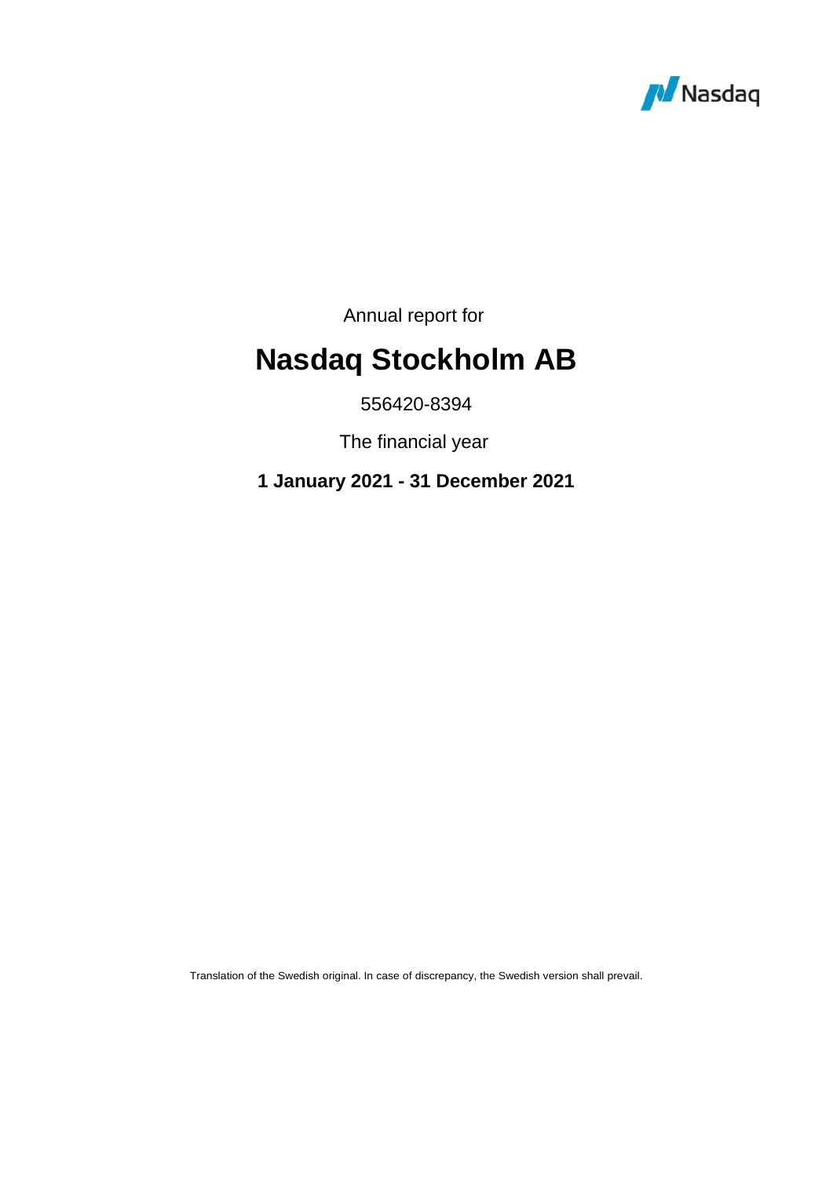Nasdaq

Annual report for

# Nasdaq Stockholm AB

556420-8394

The financial year

**1 January 2021 - 31 December 2021**

Translation of the Swedish original. In case of discrepancy, the Swedish version shall prevail.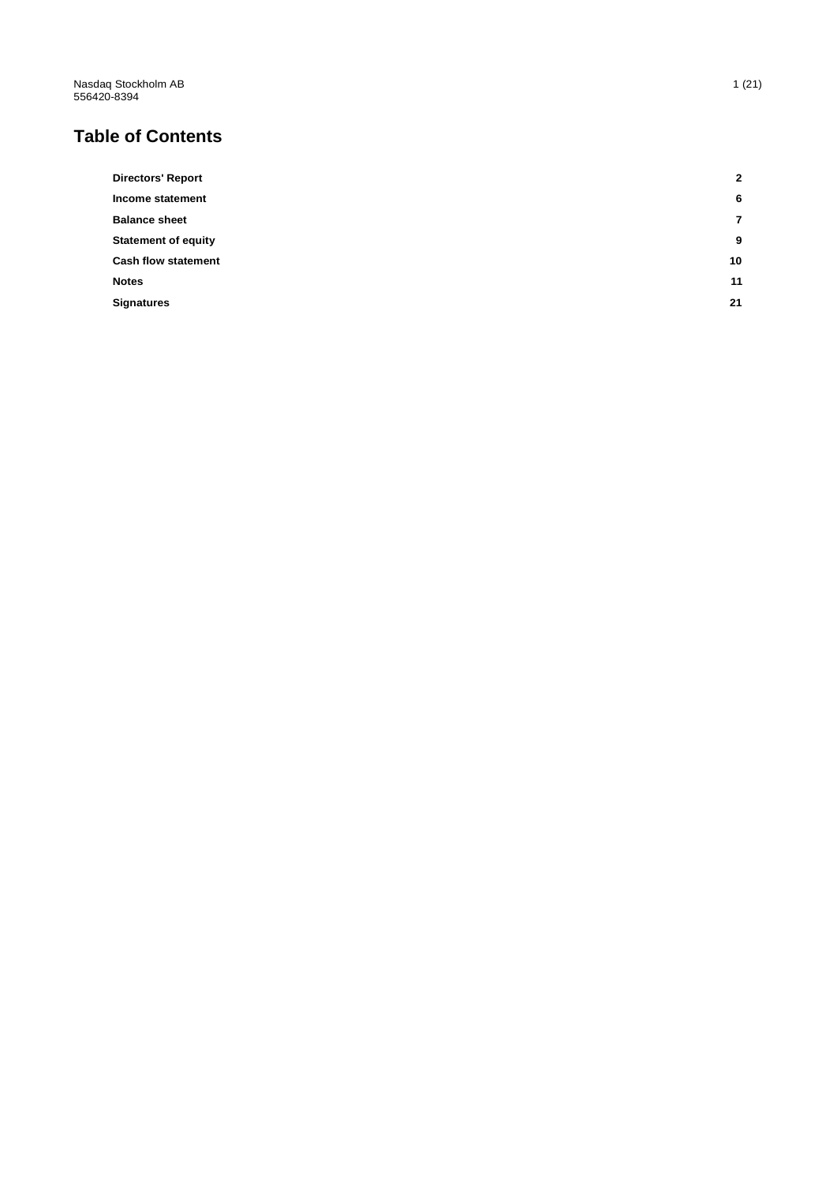Nasdaq Stockholm AB
556420-8394

# Table of Contents

| | |
|---|---|
| **Directors' Report** | **2** |
| **Income statement** | **6** |
| **Balance sheet** | **7** |
| **Statement of equity** | **9** |
| **Cash flow statement** | **10** |
| **Notes** | **11** |
| **Signatures** | **21** |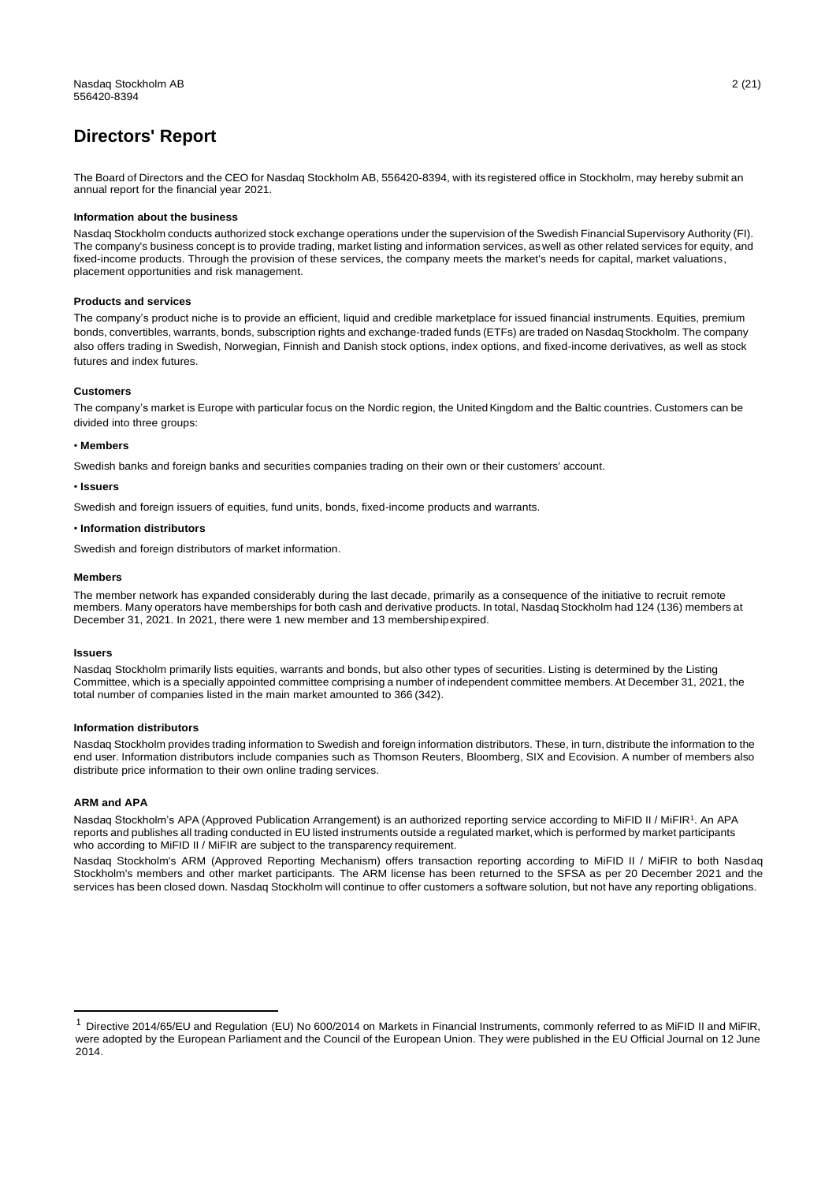# Directors' Report

The Board of Directors and the CEO for Nasdaq Stockholm AB, 556420-8394, with its registered office in Stockholm, may hereby submit an annual report for the financial year 2021.

#### Information about the business

Nasdaq Stockholm conducts authorized stock exchange operations under the supervision of the Swedish Financial Supervisory Authority (FI). The company's business concept is to provide trading, market listing and information services, as well as other related services for equity, and fixed-income products. Through the provision of these services, the company meets the market's needs for capital, market valuations, placement opportunities and risk management.

#### Products and services

The company's product niche is to provide an efficient, liquid and credible marketplace for issued financial instruments. Equities, premium bonds, convertibles, warrants, bonds, subscription rights and exchange-traded funds (ETFs) are traded on Nasdaq Stockholm. The company also offers trading in Swedish, Norwegian, Finnish and Danish stock options, index options, and fixed-income derivatives, as well as stock futures and index futures.

#### Customers

The company's market is Europe with particular focus on the Nordic region, the United Kingdom and the Baltic countries. Customers can be divided into three groups:

• **Members**

Swedish banks and foreign banks and securities companies trading on their own or their customers' account.

• **Issuers**

Swedish and foreign issuers of equities, fund units, bonds, fixed-income products and warrants.

• **Information distributors**

Swedish and foreign distributors of market information.

#### Members

The member network has expanded considerably during the last decade, primarily as a consequence of the initiative to recruit remote members. Many operators have memberships for both cash and derivative products. In total, Nasdaq Stockholm had 124 (136) members at December 31, 2021. In 2021, there were 1 new member and 13 membership expired.

#### Issuers

Nasdaq Stockholm primarily lists equities, warrants and bonds, but also other types of securities. Listing is determined by the Listing Committee, which is a specially appointed committee comprising a number of independent committee members. At December 31, 2021, the total number of companies listed in the main market amounted to 366 (342).

#### Information distributors

Nasdaq Stockholm provides trading information to Swedish and foreign information distributors. These, in turn, distribute the information to the end user. Information distributors include companies such as Thomson Reuters, Bloomberg, SIX and Ecovision. A number of members also distribute price information to their own online trading services.

#### ARM and APA

Nasdaq Stockholm's APA (Approved Publication Arrangement) is an authorized reporting service according to MiFID II / MiFIR[1]. An APA reports and publishes all trading conducted in EU listed instruments outside a regulated market, which is performed by market participants who according to MiFID II / MiFIR are subject to the transparency requirement.

Nasdaq Stockholm's ARM (Approved Reporting Mechanism) offers transaction reporting according to MiFID II / MiFIR to both Nasdaq Stockholm's members and other market participants. The ARM license has been returned to the SFSA as per 20 December 2021 and the services has been closed down. Nasdaq Stockholm will continue to offer customers a software solution, but not have any reporting obligations.

---

[1] Directive 2014/65/EU and Regulation (EU) No 600/2014 on Markets in Financial Instruments, commonly referred to as MiFID II and MiFIR, were adopted by the European Parliament and the Council of the European Union. They were published in the EU Official Journal on 12 June 2014.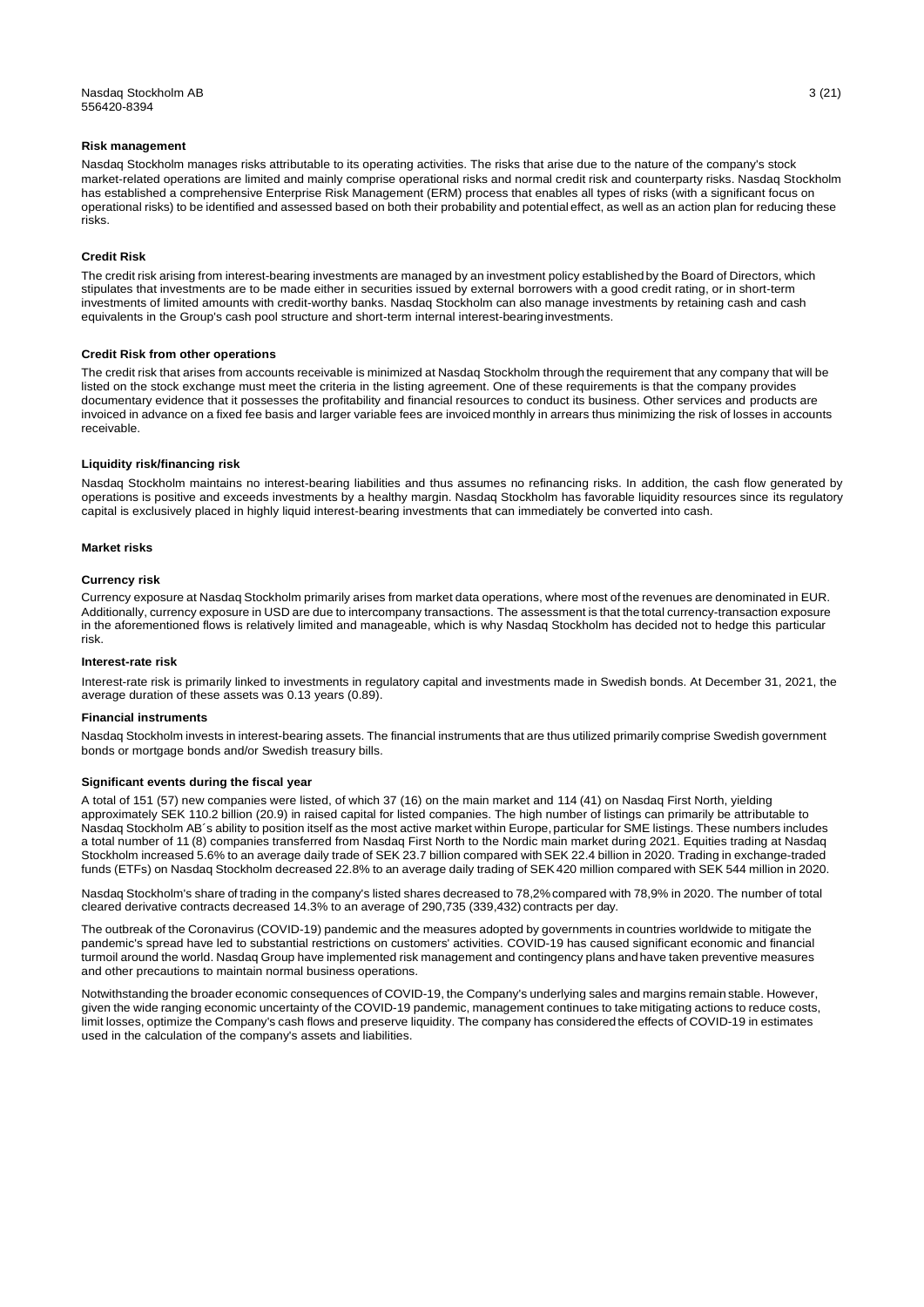## Risk management

Nasdaq Stockholm manages risks attributable to its operating activities. The risks that arise due to the nature of the company's stock market-related operations are limited and mainly comprise operational risks and normal credit risk and counterparty risks. Nasdaq Stockholm has established a comprehensive Enterprise Risk Management (ERM) process that enables all types of risks (with a significant focus on operational risks) to be identified and assessed based on both their probability and potential effect, as well as an action plan for reducing these risks.

### Credit Risk

The credit risk arising from interest-bearing investments are managed by an investment policy established by the Board of Directors, which stipulates that investments are to be made either in securities issued by external borrowers with a good credit rating, or in short-term investments of limited amounts with credit-worthy banks. Nasdaq Stockholm can also manage investments by retaining cash and cash equivalents in the Group's cash pool structure and short-term internal interest-bearing investments.

### Credit Risk from other operations

The credit risk that arises from accounts receivable is minimized at Nasdaq Stockholm through the requirement that any company that will be listed on the stock exchange must meet the criteria in the listing agreement. One of these requirements is that the company provides documentary evidence that it possesses the profitability and financial resources to conduct its business. Other services and products are invoiced in advance on a fixed fee basis and larger variable fees are invoiced monthly in arrears thus minimizing the risk of losses in accounts receivable.

### Liquidity risk/financing risk

Nasdaq Stockholm maintains no interest-bearing liabilities and thus assumes no refinancing risks. In addition, the cash flow generated by operations is positive and exceeds investments by a healthy margin. Nasdaq Stockholm has favorable liquidity resources since its regulatory capital is exclusively placed in highly liquid interest-bearing investments that can immediately be converted into cash.

### Market risks

#### Currency risk

Currency exposure at Nasdaq Stockholm primarily arises from market data operations, where most of the revenues are denominated in EUR. Additionally, currency exposure in USD are due to intercompany transactions. The assessment is that the total currency-transaction exposure in the aforementioned flows is relatively limited and manageable, which is why Nasdaq Stockholm has decided not to hedge this particular risk.

#### Interest-rate risk

Interest-rate risk is primarily linked to investments in regulatory capital and investments made in Swedish bonds. At December 31, 2021, the average duration of these assets was 0.13 years (0.89).

#### Financial instruments

Nasdaq Stockholm invests in interest-bearing assets. The financial instruments that are thus utilized primarily comprise Swedish government bonds or mortgage bonds and/or Swedish treasury bills.

### Significant events during the fiscal year

A total of 151 (57) new companies were listed, of which 37 (16) on the main market and 114 (41) on Nasdaq First North, yielding approximately SEK 110.2 billion (20.9) in raised capital for listed companies. The high number of listings can primarily be attributable to Nasdaq Stockholm AB´s ability to position itself as the most active market within Europe, particular for SME listings. These numbers includes a total number of 11 (8) companies transferred from Nasdaq First North to the Nordic main market during 2021. Equities trading at Nasdaq Stockholm increased 5.6% to an average daily trade of SEK 23.7 billion compared with SEK 22.4 billion in 2020. Trading in exchange-traded funds (ETFs) on Nasdaq Stockholm decreased 22.8% to an average daily trading of SEK 420 million compared with SEK 544 million in 2020.

Nasdaq Stockholm's share of trading in the company's listed shares decreased to 78,2% compared with 78,9% in 2020. The number of total cleared derivative contracts decreased 14.3% to an average of 290,735 (339,432) contracts per day.

The outbreak of the Coronavirus (COVID-19) pandemic and the measures adopted by governments in countries worldwide to mitigate the pandemic's spread have led to substantial restrictions on customers' activities. COVID-19 has caused significant economic and financial turmoil around the world. Nasdaq Group have implemented risk management and contingency plans and have taken preventive measures and other precautions to maintain normal business operations.

Notwithstanding the broader economic consequences of COVID-19, the Company's underlying sales and margins remain stable. However, given the wide ranging economic uncertainty of the COVID-19 pandemic, management continues to take mitigating actions to reduce costs, limit losses, optimize the Company's cash flows and preserve liquidity. The company has considered the effects of COVID-19 in estimates used in the calculation of the company's assets and liabilities.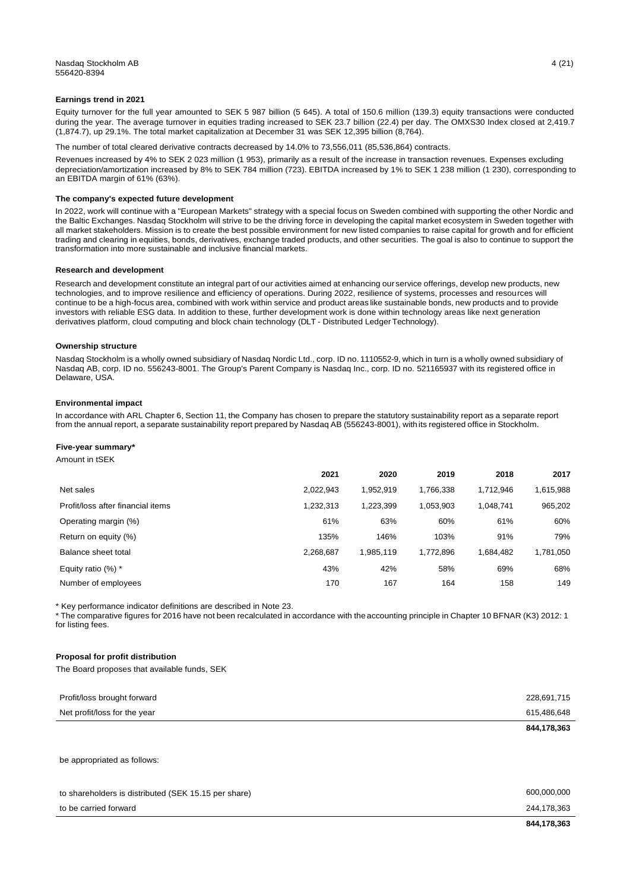### Earnings trend in 2021

Equity turnover for the full year amounted to SEK 5 987 billion (5 645). A total of 150.6 million (139.3) equity transactions were conducted during the year. The average turnover in equities trading increased to SEK 23.7 billion (22.4) per day. The OMXS30 Index closed at 2,419.7 (1,874.7), up 29.1%. The total market capitalization at December 31 was SEK 12,395 billion (8,764).

The number of total cleared derivative contracts decreased by 14.0% to 73,556,011 (85,536,864) contracts.

Revenues increased by 4% to SEK 2 023 million (1 953), primarily as a result of the increase in transaction revenues. Expenses excluding depreciation/amortization increased by 8% to SEK 784 million (723). EBITDA increased by 1% to SEK 1 238 million (1 230), corresponding to an EBITDA margin of 61% (63%).

### The company's expected future development

In 2022, work will continue with a "European Markets" strategy with a special focus on Sweden combined with supporting the other Nordic and the Baltic Exchanges. Nasdaq Stockholm will strive to be the driving force in developing the capital market ecosystem in Sweden together with all market stakeholders. Mission is to create the best possible environment for new listed companies to raise capital for growth and for efficient trading and clearing in equities, bonds, derivatives, exchange traded products, and other securities. The goal is also to continue to support the transformation into more sustainable and inclusive financial markets.

### Research and development

Research and development constitute an integral part of our activities aimed at enhancing our service offerings, develop new products, new technologies, and to improve resilience and efficiency of operations. During 2022, resilience of systems, processes and resources will continue to be a high-focus area, combined with work within service and product areas like sustainable bonds, new products and to provide investors with reliable ESG data. In addition to these, further development work is done within technology areas like next generation derivatives platform, cloud computing and block chain technology (DLT - Distributed Ledger Technology).

### Ownership structure

Nasdaq Stockholm is a wholly owned subsidiary of Nasdaq Nordic Ltd., corp. ID no. 1110552-9, which in turn is a wholly owned subsidiary of Nasdaq AB, corp. ID no. 556243-8001. The Group's Parent Company is Nasdaq Inc., corp. ID no. 521165937 with its registered office in Delaware, USA.

### Environmental impact

In accordance with ARL Chapter 6, Section 11, the Company has chosen to prepare the statutory sustainability report as a separate report from the annual report, a separate sustainability report prepared by Nasdaq AB (556243-8001), with its registered office in Stockholm.

### Five-year summary*

Amount in tSEK

| | 2021 | 2020 | 2019 | 2018 | 2017 |
|---|---|---|---|---|---|
| Net sales | 2,022,943 | 1,952,919 | 1,766,338 | 1,712,946 | 1,615,988 |
| Profit/loss after financial items | 1,232,313 | 1,223,399 | 1,053,903 | 1,048,741 | 965,202 |
| Operating margin (%) | 61% | 63% | 60% | 61% | 60% |
| Return on equity (%) | 135% | 146% | 103% | 91% | 79% |
| Balance sheet total | 2,268,687 | 1,985,119 | 1,772,896 | 1,684,482 | 1,781,050 |
| Equity ratio (%) * | 43% | 42% | 58% | 69% | 68% |
| Number of employees | 170 | 167 | 164 | 158 | 149 |

\* Key performance indicator definitions are described in Note 23.

\* The comparative figures for 2016 have not been recalculated in accordance with the accounting principle in Chapter 10 BFNAR (K3) 2012: 1 for listing fees.

### Proposal for profit distribution

The Board proposes that available funds, SEK

| | |
|---|---|
| Profit/loss brought forward | 228,691,715 |
| Net profit/loss for the year | 615,486,648 |
| | **844,178,363** |

be appropriated as follows:

| | |
|---|---|
| to shareholders is distributed (SEK 15.15 per share) | 600,000,000 |
| to be carried forward | 244,178,363 |
| | **844,178,363** |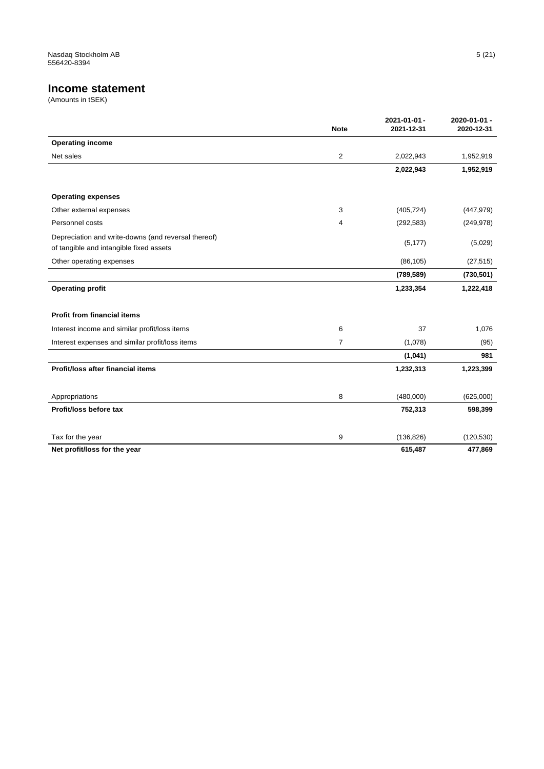Nasdaq Stockholm AB
556420-8394

# Income statement

(Amounts in tSEK)

| | Note | 2021-01-01 - 2021-12-31 | 2020-01-01 - 2020-12-31 |
|---|---|---|---|
| **Operating income** | | | |
| Net sales | 2 | 2,022,943 | 1,952,919 |
| | | **2,022,943** | **1,952,919** |
| | | | |
| **Operating expenses** | | | |
| Other external expenses | 3 | (405,724) | (447,979) |
| Personnel costs | 4 | (292,583) | (249,978) |
| Depreciation and write-downs (and reversal thereof) of tangible and intangible fixed assets | | (5,177) | (5,029) |
| Other operating expenses | | (86,105) | (27,515) |
| | | **(789,589)** | **(730,501)** |
| **Operating profit** | | **1,233,354** | **1,222,418** |
| | | | |
| **Profit from financial items** | | | |
| Interest income and similar profit/loss items | 6 | 37 | 1,076 |
| Interest expenses and similar profit/loss items | 7 | (1,078) | (95) |
| | | **(1,041)** | **981** |
| **Profit/loss after financial items** | | **1,232,313** | **1,223,399** |
| | | | |
| Appropriations | 8 | (480,000) | (625,000) |
| **Profit/loss before tax** | | **752,313** | **598,399** |
| | | | |
| Tax for the year | 9 | (136,826) | (120,530) |
| **Net profit/loss for the year** | | **615,487** | **477,869** |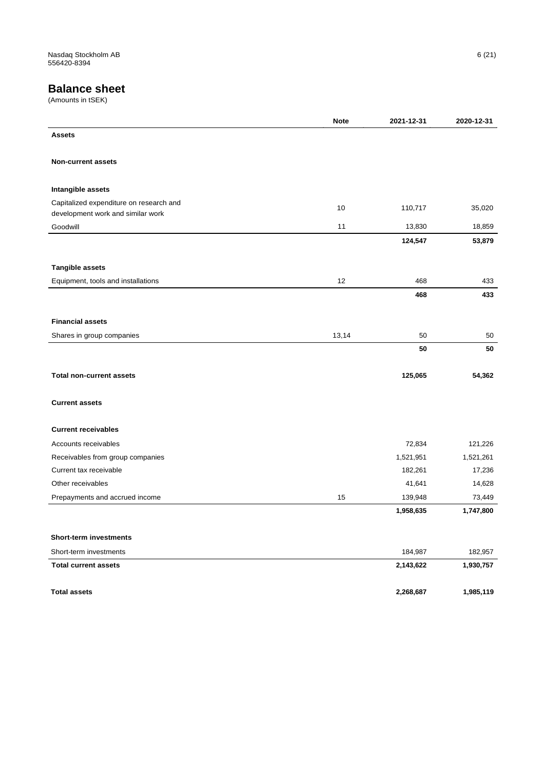Nasdaq Stockholm AB
556420-8394

## Balance sheet

(Amounts in tSEK)

| | Note | 2021-12-31 | 2020-12-31 |
|---|---|---|---|
| **Assets** | | | |
| | | | |
| **Non-current assets** | | | |
| | | | |
| **Intangible assets** | | | |
| Capitalized expenditure on research and development work and similar work | 10 | 110,717 | 35,020 |
| Goodwill | 11 | 13,830 | 18,859 |
| | | **124,547** | **53,879** |
| | | | |
| **Tangible assets** | | | |
| Equipment, tools and installations | 12 | 468 | 433 |
| | | **468** | **433** |
| | | | |
| **Financial assets** | | | |
| Shares in group companies | 13,14 | 50 | 50 |
| | | **50** | **50** |
| | | | |
| **Total non-current assets** | | **125,065** | **54,362** |
| | | | |
| **Current assets** | | | |
| | | | |
| **Current receivables** | | | |
| Accounts receivables | | 72,834 | 121,226 |
| Receivables from group companies | | 1,521,951 | 1,521,261 |
| Current tax receivable | | 182,261 | 17,236 |
| Other receivables | | 41,641 | 14,628 |
| Prepayments and accrued income | 15 | 139,948 | 73,449 |
| | | **1,958,635** | **1,747,800** |
| | | | |
| **Short-term investments** | | | |
| Short-term investments | | 184,987 | 182,957 |
| **Total current assets** | | **2,143,622** | **1,930,757** |
| | | | |
| **Total assets** | | **2,268,687** | **1,985,119** |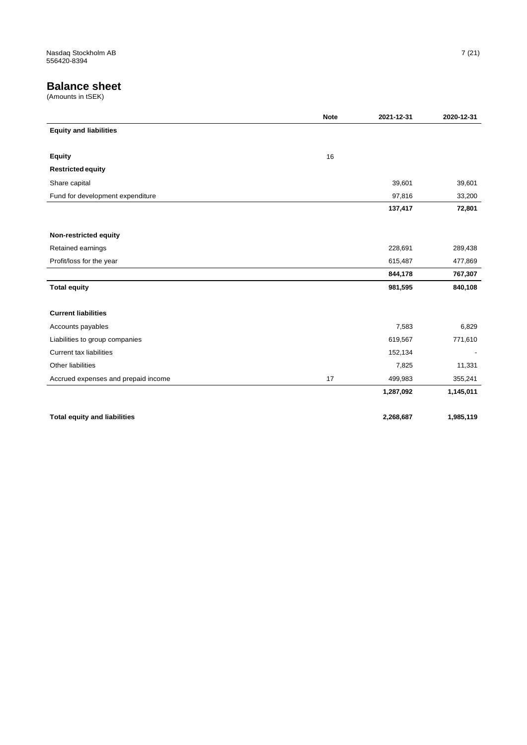# Balance sheet

(Amounts in tSEK)

| | Note | 2021-12-31 | 2020-12-31 |
|---|---|---|---|
| **Equity and liabilities** | | | |
| | | | |
| **Equity** | 16 | | |
| **Restricted equity** | | | |
| Share capital | | 39,601 | 39,601 |
| Fund for development expenditure | | 97,816 | 33,200 |
| | | **137,417** | **72,801** |
| | | | |
| **Non-restricted equity** | | | |
| Retained earnings | | 228,691 | 289,438 |
| Profit/loss for the year | | 615,487 | 477,869 |
| | | **844,178** | **767,307** |
| **Total equity** | | **981,595** | **840,108** |
| | | | |
| **Current liabilities** | | | |
| Accounts payables | | 7,583 | 6,829 |
| Liabilities to group companies | | 619,567 | 771,610 |
| Current tax liabilities | | 152,134 | - |
| Other liabilities | | 7,825 | 11,331 |
| Accrued expenses and prepaid income | 17 | 499,983 | 355,241 |
| | | **1,287,092** | **1,145,011** |
| | | | |
| **Total equity and liabilities** | | **2,268,687** | **1,985,119** |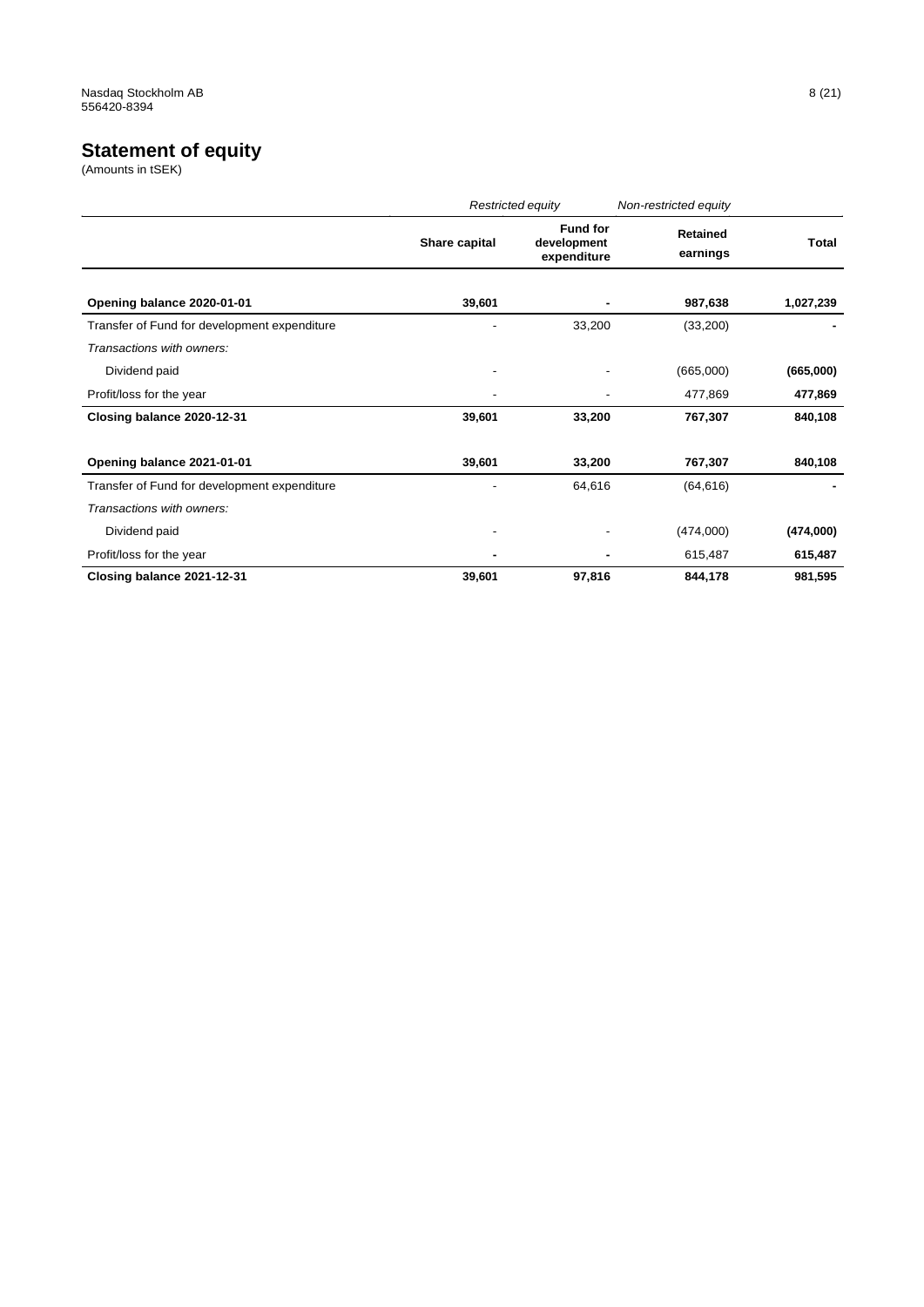# Statement of equity

(Amounts in tSEK)

| | *Restricted equity* | | *Non-restricted equity* | |
|---|---|---|---|---|
| | **Share capital** | **Fund for development expenditure** | **Retained earnings** | **Total** |
| **Opening balance 2020-01-01** | **39,601** | **-** | **987,638** | **1,027,239** |
| Transfer of Fund for development expenditure | - | 33,200 | (33,200) | **-** |
| *Transactions with owners:* | | | | |
| Dividend paid | - | - | (665,000) | **(665,000)** |
| Profit/loss for the year | - | - | 477,869 | **477,869** |
| **Closing balance 2020-12-31** | **39,601** | **33,200** | **767,307** | **840,108** |
| | | | | |
| **Opening balance 2021-01-01** | **39,601** | **33,200** | **767,307** | **840,108** |
| Transfer of Fund for development expenditure | - | 64,616 | (64,616) | **-** |
| *Transactions with owners:* | | | | |
| Dividend paid | - | - | (474,000) | **(474,000)** |
| Profit/loss for the year | **-** | **-** | 615,487 | **615,487** |
| **Closing balance 2021-12-31** | **39,601** | **97,816** | **844,178** | **981,595** |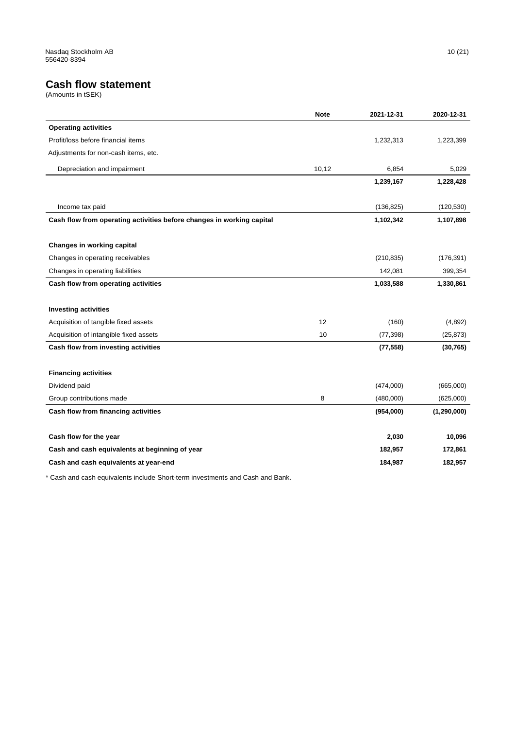## Cash flow statement

(Amounts in tSEK)

| | Note | 2021-12-31 | 2020-12-31 |
|---|---|---|---|
| **Operating activities** | | | |
| Profit/loss before financial items | | 1,232,313 | 1,223,399 |
| Adjustments for non-cash items, etc. | | | |
| Depreciation and impairment | 10,12 | 6,854 | 5,029 |
| | | **1,239,167** | **1,228,428** |
| Income tax paid | | (136,825) | (120,530) |
| **Cash flow from operating activities before changes in working capital** | | **1,102,342** | **1,107,898** |
| **Changes in working capital** | | | |
| Changes in operating receivables | | (210,835) | (176,391) |
| Changes in operating liabilities | | 142,081 | 399,354 |
| **Cash flow from operating activities** | | **1,033,588** | **1,330,861** |
| **Investing activities** | | | |
| Acquisition of tangible fixed assets | 12 | (160) | (4,892) |
| Acquisition of intangible fixed assets | 10 | (77,398) | (25,873) |
| **Cash flow from investing activities** | | **(77,558)** | **(30,765)** |
| **Financing activities** | | | |
| Dividend paid | | (474,000) | (665,000) |
| Group contributions made | 8 | (480,000) | (625,000) |
| **Cash flow from financing activities** | | **(954,000)** | **(1,290,000)** |
| **Cash flow for the year** | | **2,030** | **10,096** |
| **Cash and cash equivalents at beginning of year** | | **182,957** | **172,861** |
| **Cash and cash equivalents at year-end** | | **184,987** | **182,957** |

* Cash and cash equivalents include Short-term investments and Cash and Bank.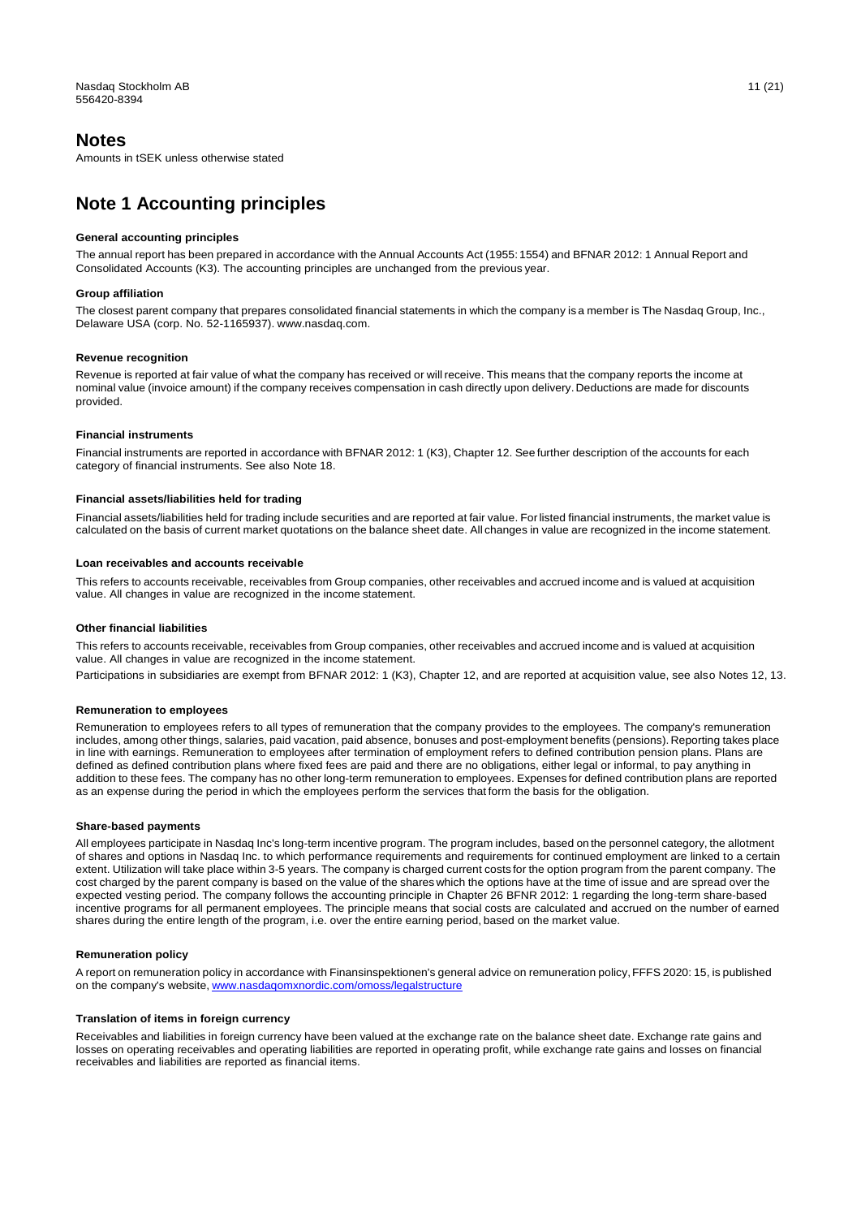# Notes

Amounts in tSEK unless otherwise stated

## Note 1 Accounting principles

### General accounting principles

The annual report has been prepared in accordance with the Annual Accounts Act (1955: 1554) and BFNAR 2012: 1 Annual Report and Consolidated Accounts (K3). The accounting principles are unchanged from the previous year.

### Group affiliation

The closest parent company that prepares consolidated financial statements in which the company is a member is The Nasdaq Group, Inc., Delaware USA (corp. No. 52-1165937). www.nasdaq.com.

### Revenue recognition

Revenue is reported at fair value of what the company has received or will receive. This means that the company reports the income at nominal value (invoice amount) if the company receives compensation in cash directly upon delivery. Deductions are made for discounts provided.

### Financial instruments

Financial instruments are reported in accordance with BFNAR 2012: 1 (K3), Chapter 12. See further description of the accounts for each category of financial instruments. See also Note 18.

### Financial assets/liabilities held for trading

Financial assets/liabilities held for trading include securities and are reported at fair value. For listed financial instruments, the market value is calculated on the basis of current market quotations on the balance sheet date. All changes in value are recognized in the income statement.

### Loan receivables and accounts receivable

This refers to accounts receivable, receivables from Group companies, other receivables and accrued income and is valued at acquisition value. All changes in value are recognized in the income statement.

### Other financial liabilities

This refers to accounts receivable, receivables from Group companies, other receivables and accrued income and is valued at acquisition value. All changes in value are recognized in the income statement.

Participations in subsidiaries are exempt from BFNAR 2012: 1 (K3), Chapter 12, and are reported at acquisition value, see also Notes 12, 13.

### Remuneration to employees

Remuneration to employees refers to all types of remuneration that the company provides to the employees. The company's remuneration includes, among other things, salaries, paid vacation, paid absence, bonuses and post-employment benefits (pensions). Reporting takes place in line with earnings. Remuneration to employees after termination of employment refers to defined contribution pension plans. Plans are defined as defined contribution plans where fixed fees are paid and there are no obligations, either legal or informal, to pay anything in addition to these fees. The company has no other long-term remuneration to employees. Expenses for defined contribution plans are reported as an expense during the period in which the employees perform the services that form the basis for the obligation.

### Share-based payments

All employees participate in Nasdaq Inc's long-term incentive program. The program includes, based on the personnel category, the allotment of shares and options in Nasdaq Inc. to which performance requirements and requirements for continued employment are linked to a certain extent. Utilization will take place within 3-5 years. The company is charged current costs for the option program from the parent company. The cost charged by the parent company is based on the value of the shares which the options have at the time of issue and are spread over the expected vesting period. The company follows the accounting principle in Chapter 26 BFNR 2012: 1 regarding the long-term share-based incentive programs for all permanent employees. The principle means that social costs are calculated and accrued on the number of earned shares during the entire length of the program, i.e. over the entire earning period, based on the market value.

### Remuneration policy

A report on remuneration policy in accordance with Finansinspektionen's general advice on remuneration policy, FFFS 2020: 15, is published on the company's website, [www.nasdaqomxnordic.com/omoss/legalstructure](www.nasdaqomxnordic.com/omoss/legalstructure)

### Translation of items in foreign currency

Receivables and liabilities in foreign currency have been valued at the exchange rate on the balance sheet date. Exchange rate gains and losses on operating receivables and operating liabilities are reported in operating profit, while exchange rate gains and losses on financial receivables and liabilities are reported as financial items.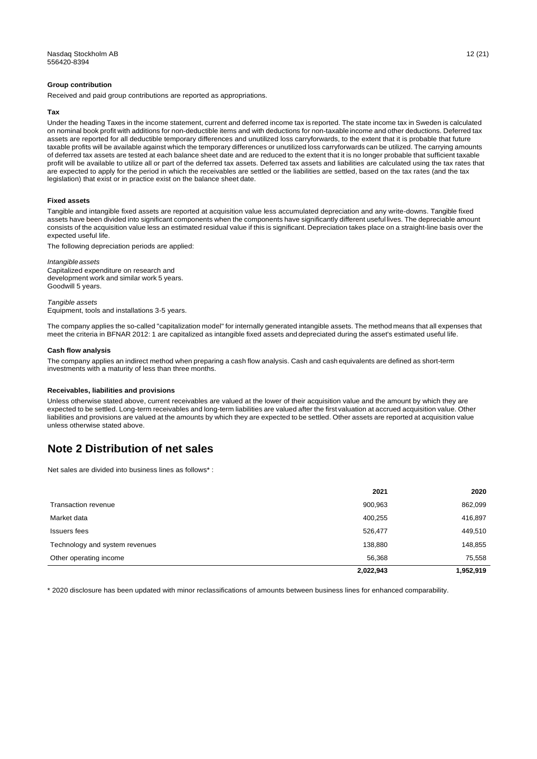#### Group contribution

Received and paid group contributions are reported as appropriations.

#### Tax

Under the heading Taxes in the income statement, current and deferred income tax is reported. The state income tax in Sweden is calculated on nominal book profit with additions for non-deductible items and with deductions for non-taxable income and other deductions. Deferred tax assets are reported for all deductible temporary differences and unutilized loss carryforwards, to the extent that it is probable that future taxable profits will be available against which the temporary differences or unutilized loss carryforwards can be utilized. The carrying amounts of deferred tax assets are tested at each balance sheet date and are reduced to the extent that it is no longer probable that sufficient taxable profit will be available to utilize all or part of the deferred tax assets. Deferred tax assets and liabilities are calculated using the tax rates that are expected to apply for the period in which the receivables are settled or the liabilities are settled, based on the tax rates (and the tax legislation) that exist or in practice exist on the balance sheet date.

#### Fixed assets

Tangible and intangible fixed assets are reported at acquisition value less accumulated depreciation and any write-downs. Tangible fixed assets have been divided into significant components when the components have significantly different useful lives. The depreciable amount consists of the acquisition value less an estimated residual value if this is significant. Depreciation takes place on a straight-line basis over the expected useful life.

The following depreciation periods are applied:

*Intangible assets*
Capitalized expenditure on research and development work and similar work 5 years.
Goodwill 5 years.

*Tangible assets*
Equipment, tools and installations 3-5 years.

The company applies the so-called "capitalization model" for internally generated intangible assets. The method means that all expenses that meet the criteria in BFNAR 2012: 1 are capitalized as intangible fixed assets and depreciated during the asset's estimated useful life.

#### Cash flow analysis

The company applies an indirect method when preparing a cash flow analysis. Cash and cash equivalents are defined as short-term investments with a maturity of less than three months.

#### Receivables, liabilities and provisions

Unless otherwise stated above, current receivables are valued at the lower of their acquisition value and the amount by which they are expected to be settled. Long-term receivables and long-term liabilities are valued after the first valuation at accrued acquisition value. Other liabilities and provisions are valued at the amounts by which they are expected to be settled. Other assets are reported at acquisition value unless otherwise stated above.

## Note 2 Distribution of net sales

Net sales are divided into business lines as follows* :

| | 2021 | 2020 |
|---|---|---|
| Transaction revenue | 900,963 | 862,099 |
| Market data | 400,255 | 416,897 |
| Issuers fees | 526,477 | 449,510 |
| Technology and system revenues | 138,880 | 148,855 |
| Other operating income | 56,368 | 75,558 |
| | **2,022,943** | **1,952,919** |

* 2020 disclosure has been updated with minor reclassifications of amounts between business lines for enhanced comparability.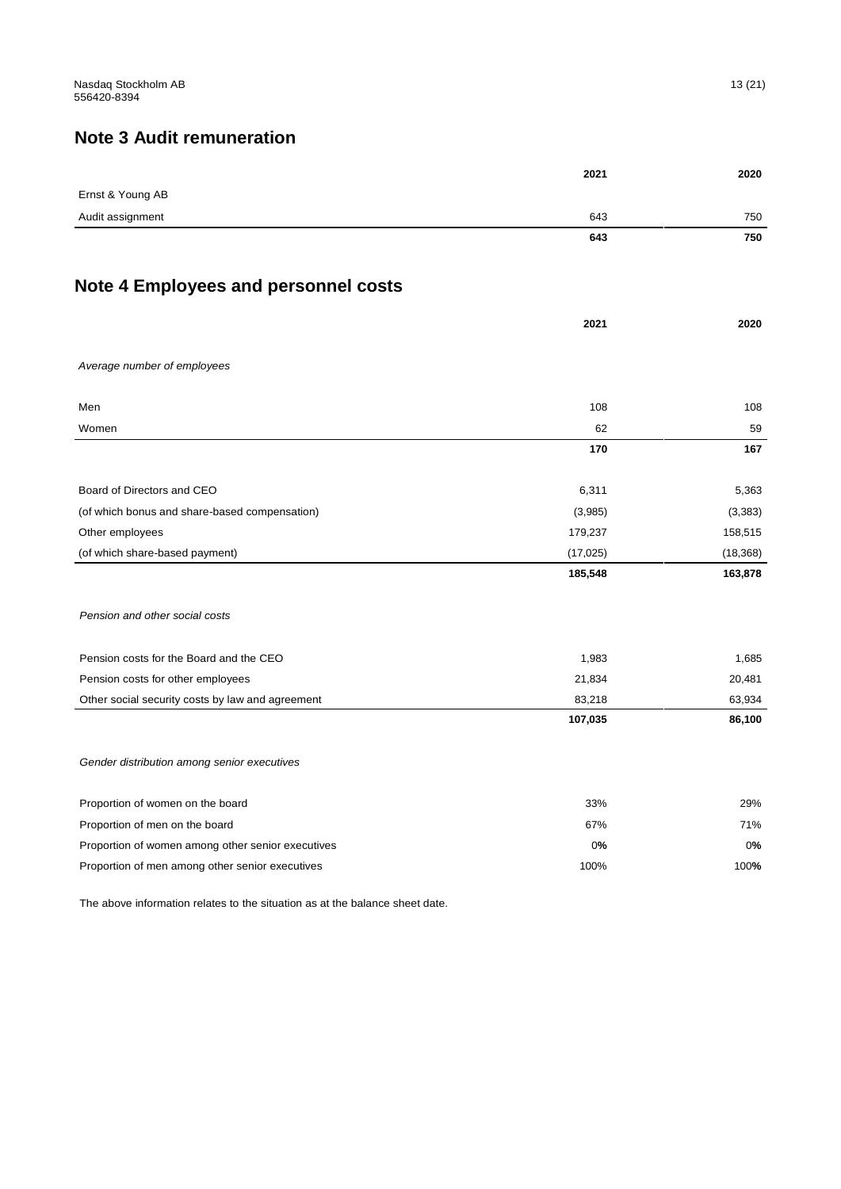## Note 3 Audit remuneration

| | 2021 | 2020 |
|---|---|---|
| Ernst & Young AB | | |
| Audit assignment | 643 | 750 |
| | **643** | **750** |

## Note 4 Employees and personnel costs

| | 2021 | 2020 |
|---|---|---|
| *Average number of employees* | | |
| Men | 108 | 108 |
| Women | 62 | 59 |
| | **170** | **167** |
| Board of Directors and CEO | 6,311 | 5,363 |
| (of which bonus and share-based compensation) | (3,985) | (3,383) |
| Other employees | 179,237 | 158,515 |
| (of which share-based payment) | (17,025) | (18,368) |
| | **185,548** | **163,878** |
| *Pension and other social costs* | | |
| Pension costs for the Board and the CEO | 1,983 | 1,685 |
| Pension costs for other employees | 21,834 | 20,481 |
| Other social security costs by law and agreement | 83,218 | 63,934 |
| | **107,035** | **86,100** |
| *Gender distribution among senior executives* | | |
| Proportion of women on the board | 33% | 29% |
| Proportion of men on the board | 67% | 71% |
| Proportion of women among other senior executives | 0% | 0% |
| Proportion of men among other senior executives | 100% | 100% |

The above information relates to the situation as at the balance sheet date.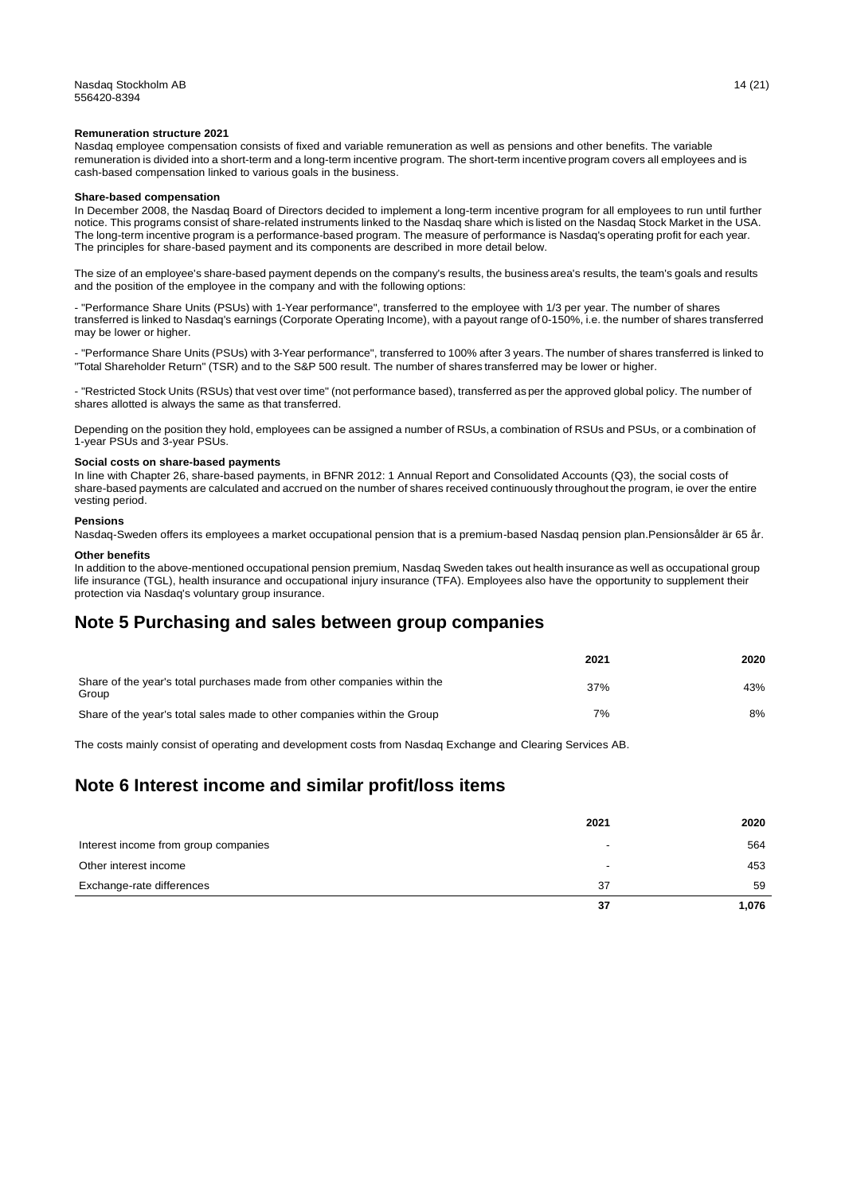**Remuneration structure 2021**

Nasdaq employee compensation consists of fixed and variable remuneration as well as pensions and other benefits. The variable remuneration is divided into a short-term and a long-term incentive program. The short-term incentive program covers all employees and is cash-based compensation linked to various goals in the business.

**Share-based compensation**

In December 2008, the Nasdaq Board of Directors decided to implement a long-term incentive program for all employees to run until further notice. This programs consist of share-related instruments linked to the Nasdaq share which is listed on the Nasdaq Stock Market in the USA. The long-term incentive program is a performance-based program. The measure of performance is Nasdaq's operating profit for each year. The principles for share-based payment and its components are described in more detail below.

The size of an employee's share-based payment depends on the company's results, the business area's results, the team's goals and results and the position of the employee in the company and with the following options:

- "Performance Share Units (PSUs) with 1-Year performance", transferred to the employee with 1/3 per year. The number of shares transferred is linked to Nasdaq's earnings (Corporate Operating Income), with a payout range of 0-150%, i.e. the number of shares transferred may be lower or higher.

- "Performance Share Units (PSUs) with 3-Year performance", transferred to 100% after 3 years. The number of shares transferred is linked to "Total Shareholder Return" (TSR) and to the S&P 500 result. The number of shares transferred may be lower or higher.

- "Restricted Stock Units (RSUs) that vest over time" (not performance based), transferred as per the approved global policy. The number of shares allotted is always the same as that transferred.

Depending on the position they hold, employees can be assigned a number of RSUs, a combination of RSUs and PSUs, or a combination of 1-year PSUs and 3-year PSUs.

**Social costs on share-based payments**

In line with Chapter 26, share-based payments, in BFNR 2012: 1 Annual Report and Consolidated Accounts (Q3), the social costs of share-based payments are calculated and accrued on the number of shares received continuously throughout the program, ie over the entire vesting period.

**Pensions**

Nasdaq-Sweden offers its employees a market occupational pension that is a premium-based Nasdaq pension plan.Pensionsålder är 65 år.

**Other benefits**

In addition to the above-mentioned occupational pension premium, Nasdaq Sweden takes out health insurance as well as occupational group life insurance (TGL), health insurance and occupational injury insurance (TFA). Employees also have the opportunity to supplement their protection via Nasdaq's voluntary group insurance.

## Note 5 Purchasing and sales between group companies

| | 2021 | 2020 |
|---|---|---|
| Share of the year's total purchases made from other companies within the Group | 37% | 43% |
| Share of the year's total sales made to other companies within the Group | 7% | 8% |

The costs mainly consist of operating and development costs from Nasdaq Exchange and Clearing Services AB.

## Note 6 Interest income and similar profit/loss items

| | 2021 | 2020 |
|---|---|---|
| Interest income from group companies | - | 564 |
| Other interest income | - | 453 |
| Exchange-rate differences | 37 | 59 |
| | **37** | **1,076** |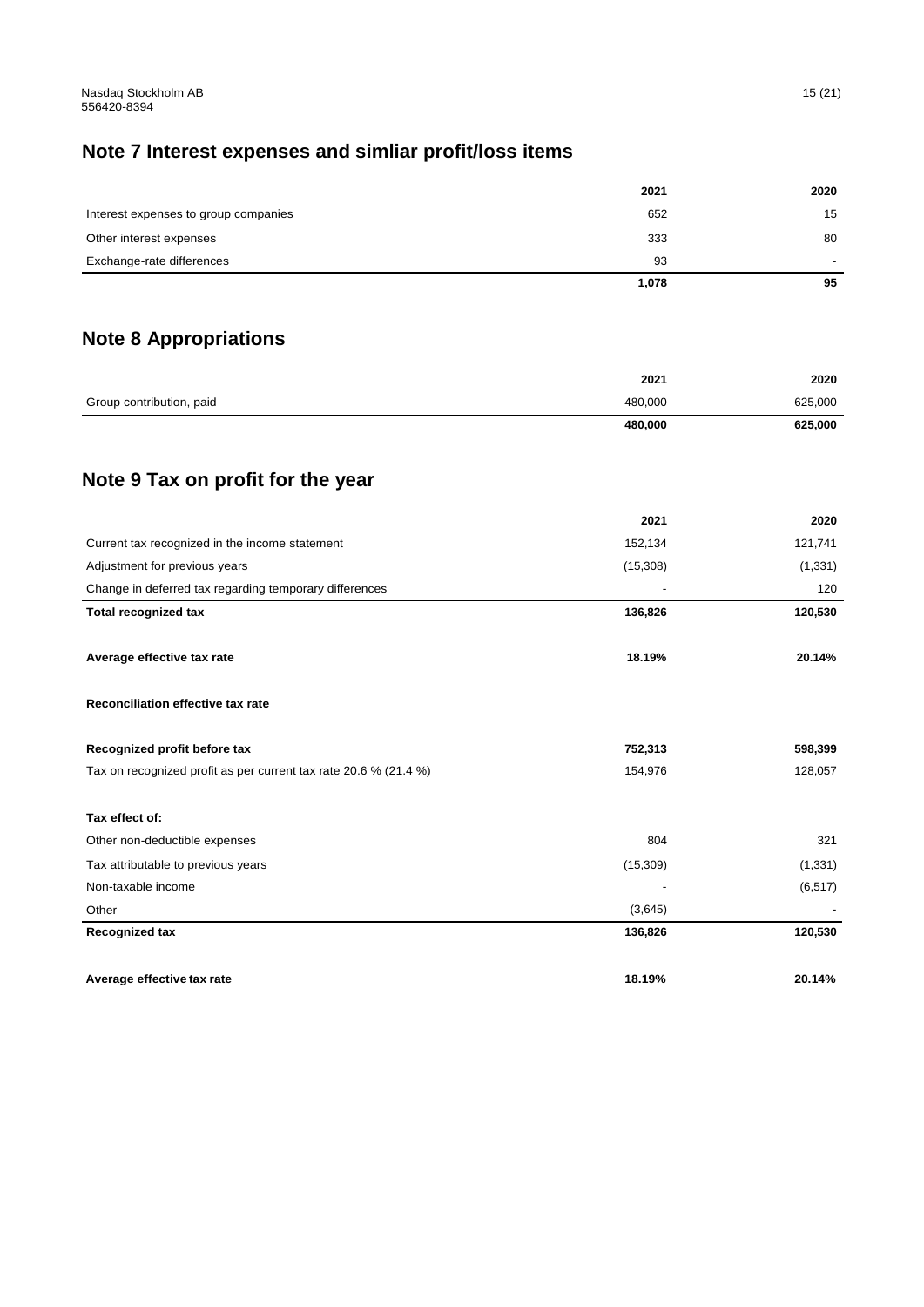## Note 7 Interest expenses and simliar profit/loss items

| | 2021 | 2020 |
|---|---|---|
| Interest expenses to group companies | 652 | 15 |
| Other interest expenses | 333 | 80 |
| Exchange-rate differences | 93 | - |
| | **1,078** | **95** |

## Note 8 Appropriations

| | 2021 | 2020 |
|---|---|---|
| Group contribution, paid | 480,000 | 625,000 |
| | **480,000** | **625,000** |

## Note 9 Tax on profit for the year

| | 2021 | 2020 |
|---|---|---|
| Current tax recognized in the income statement | 152,134 | 121,741 |
| Adjustment for previous years | (15,308) | (1,331) |
| Change in deferred tax regarding temporary differences | - | 120 |
| **Total recognized tax** | **136,826** | **120,530** |
| | | |
| **Average effective tax rate** | **18.19%** | **20.14%** |
| | | |
| **Reconciliation effective tax rate** | | |
| | | |
| **Recognized profit before tax** | **752,313** | **598,399** |
| Tax on recognized profit as per current tax rate 20.6 % (21.4 %) | 154,976 | 128,057 |
| | | |
| **Tax effect of:** | | |
| Other non-deductible expenses | 804 | 321 |
| Tax attributable to previous years | (15,309) | (1,331) |
| Non-taxable income | - | (6,517) |
| Other | (3,645) | - |
| **Recognized tax** | **136,826** | **120,530** |
| | | |
| **Average effective tax rate** | **18.19%** | **20.14%** |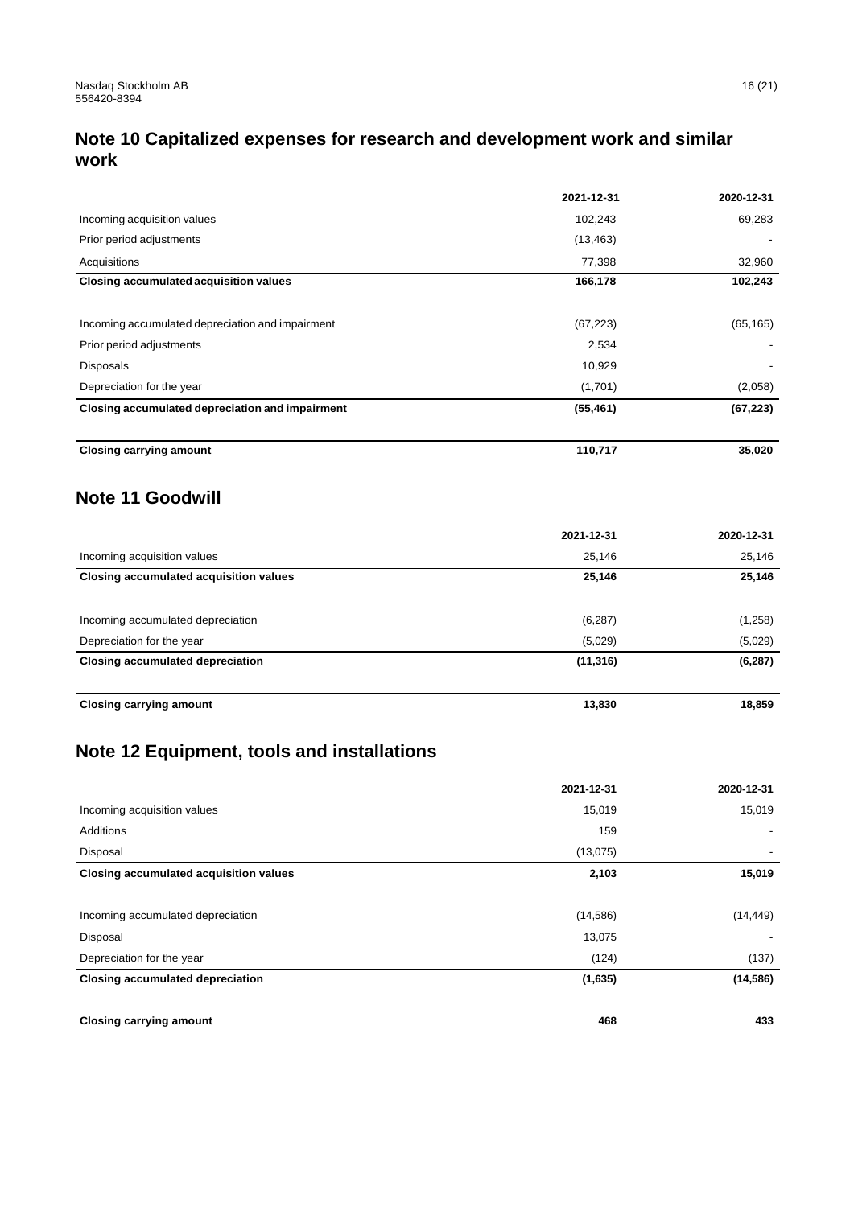## Note 10 Capitalized expenses for research and development work and similar work

| | 2021-12-31 | 2020-12-31 |
|---|---|---|
| Incoming acquisition values | 102,243 | 69,283 |
| Prior period adjustments | (13,463) | - |
| Acquisitions | 77,398 | 32,960 |
| **Closing accumulated acquisition values** | **166,178** | **102,243** |
| | | |
| Incoming accumulated depreciation and impairment | (67,223) | (65,165) |
| Prior period adjustments | 2,534 | - |
| Disposals | 10,929 | - |
| Depreciation for the year | (1,701) | (2,058) |
| **Closing accumulated depreciation and impairment** | **(55,461)** | **(67,223)** |
| | | |
| **Closing carrying amount** | **110,717** | **35,020** |

## Note 11 Goodwill

| | 2021-12-31 | 2020-12-31 |
|---|---|---|
| Incoming acquisition values | 25,146 | 25,146 |
| **Closing accumulated acquisition values** | **25,146** | **25,146** |
| | | |
| Incoming accumulated depreciation | (6,287) | (1,258) |
| Depreciation for the year | (5,029) | (5,029) |
| **Closing accumulated depreciation** | **(11,316)** | **(6,287)** |
| | | |
| **Closing carrying amount** | **13,830** | **18,859** |

## Note 12 Equipment, tools and installations

| | 2021-12-31 | 2020-12-31 |
|---|---|---|
| Incoming acquisition values | 15,019 | 15,019 |
| Additions | 159 | - |
| Disposal | (13,075) | - |
| **Closing accumulated acquisition values** | **2,103** | **15,019** |
| | | |
| Incoming accumulated depreciation | (14,586) | (14,449) |
| Disposal | 13,075 | - |
| Depreciation for the year | (124) | (137) |
| **Closing accumulated depreciation** | **(1,635)** | **(14,586)** |
| | | |
| **Closing carrying amount** | **468** | **433** |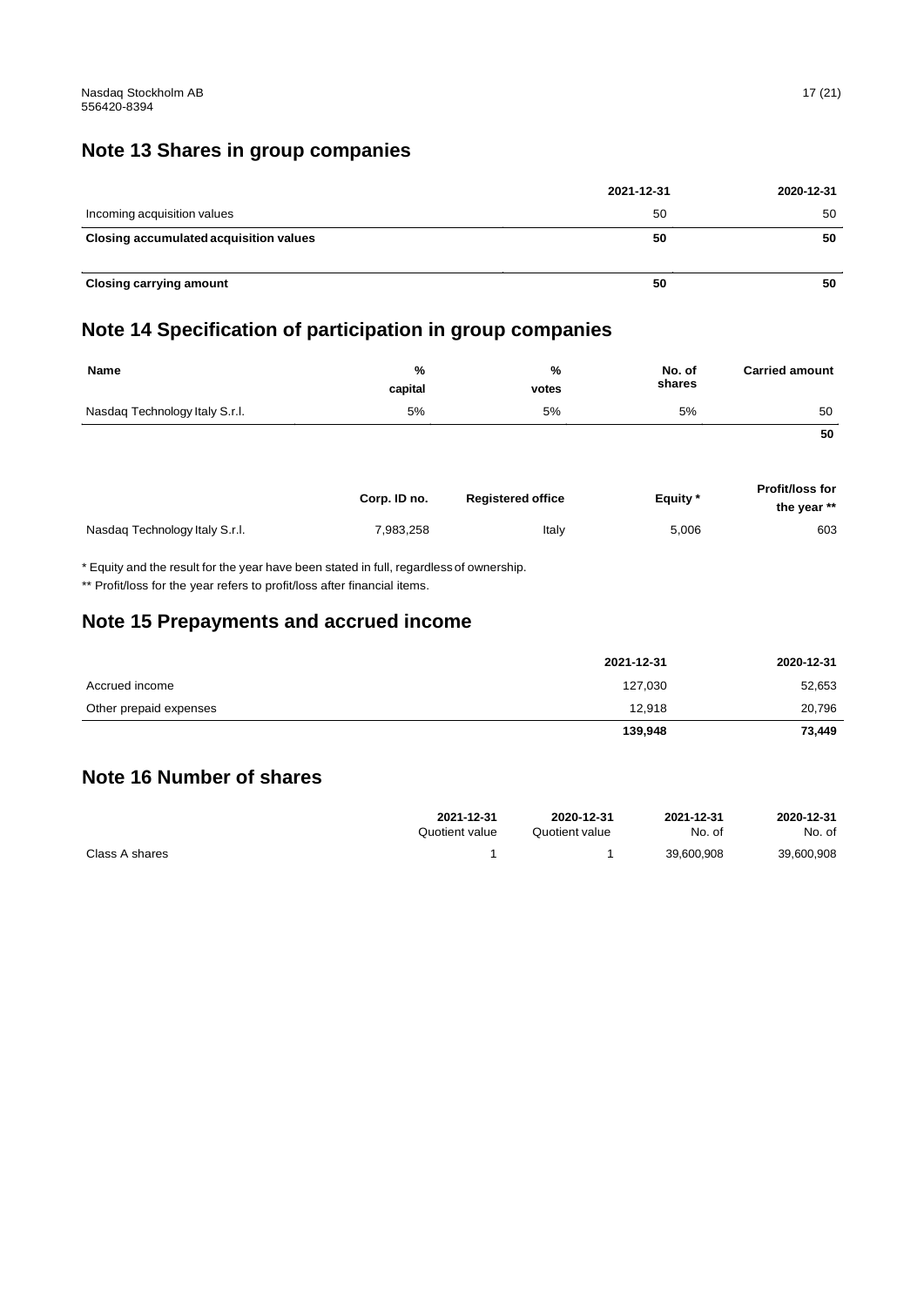## Note 13 Shares in group companies

| | 2021-12-31 | 2020-12-31 |
|---|---|---|
| Incoming acquisition values | 50 | 50 |
| **Closing accumulated acquisition values** | **50** | **50** |
| **Closing carrying amount** | **50** | **50** |

## Note 14 Specification of participation in group companies

| Name | % capital | % votes | No. of shares | Carried amount |
|---|---|---|---|---|
| Nasdaq Technology Italy S.r.l. | 5% | 5% | 5% | 50 |
| | | | | **50** |

| | Corp. ID no. | Registered office | Equity * | Profit/loss for the year ** |
|---|---|---|---|---|
| Nasdaq Technology Italy S.r.l. | 7,983,258 | Italy | 5,006 | 603 |

* Equity and the result for the year have been stated in full, regardless of ownership.

** Profit/loss for the year refers to profit/loss after financial items.

## Note 15 Prepayments and accrued income

| | 2021-12-31 | 2020-12-31 |
|---|---|---|
| Accrued income | 127,030 | 52,653 |
| Other prepaid expenses | 12,918 | 20,796 |
| | **139,948** | **73,449** |

## Note 16 Number of shares

| | 2021-12-31 Quotient value | 2020-12-31 Quotient value | 2021-12-31 No. of | 2020-12-31 No. of |
|---|---|---|---|---|
| Class A shares | 1 | 1 | 39,600,908 | 39,600,908 |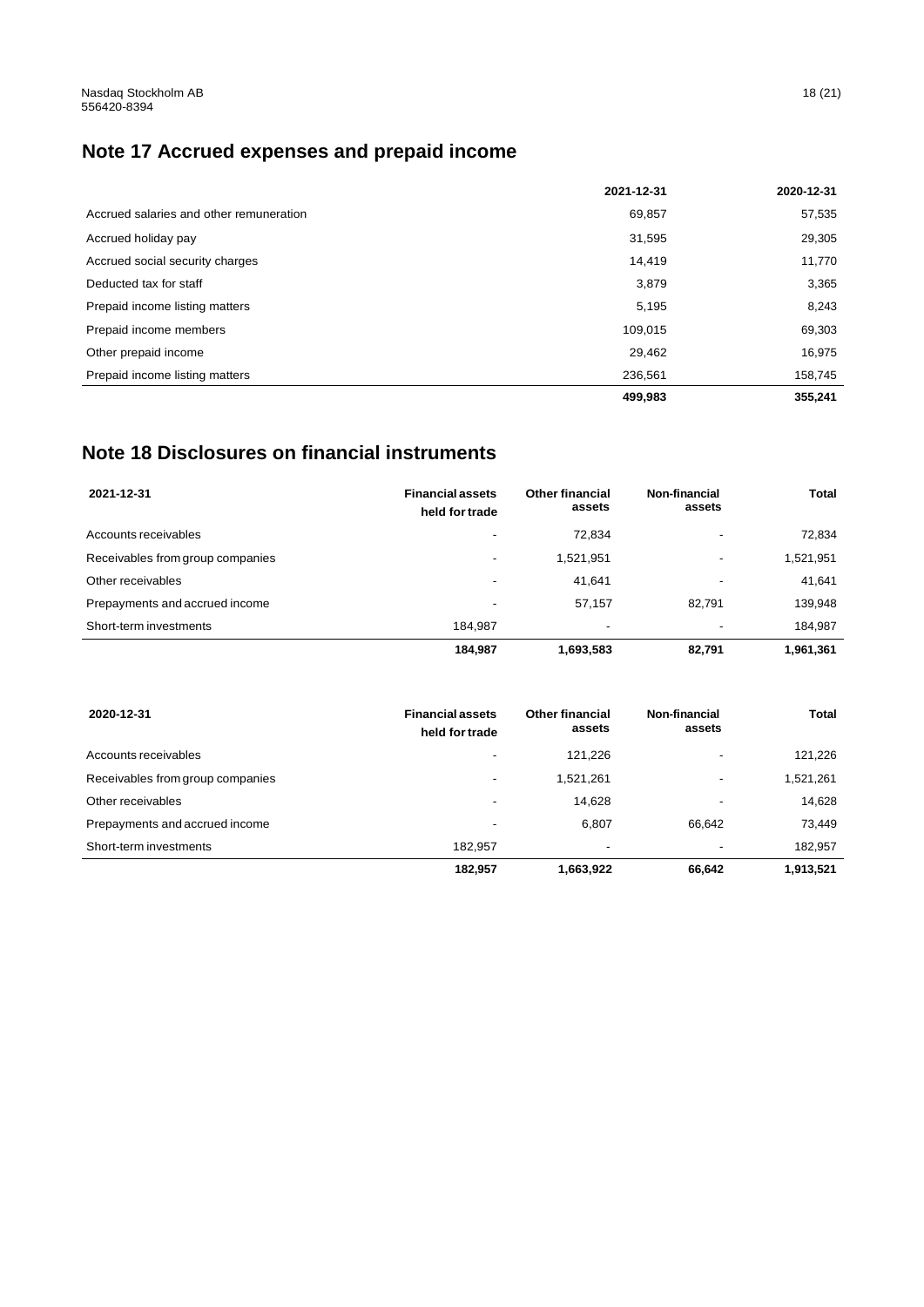## Note 17 Accrued expenses and prepaid income

| | 2021-12-31 | 2020-12-31 |
|---|---|---|
| Accrued salaries and other remuneration | 69,857 | 57,535 |
| Accrued holiday pay | 31,595 | 29,305 |
| Accrued social security charges | 14,419 | 11,770 |
| Deducted tax for staff | 3,879 | 3,365 |
| Prepaid income listing matters | 5,195 | 8,243 |
| Prepaid income members | 109,015 | 69,303 |
| Other prepaid income | 29,462 | 16,975 |
| Prepaid income listing matters | 236,561 | 158,745 |
| | **499,983** | **355,241** |

## Note 18 Disclosures on financial instruments

| 2021-12-31 | Financial assets held for trade | Other financial assets | Non-financial assets | Total |
|---|---|---|---|---|
| Accounts receivables | - | 72,834 | - | 72,834 |
| Receivables from group companies | - | 1,521,951 | - | 1,521,951 |
| Other receivables | - | 41,641 | - | 41,641 |
| Prepayments and accrued income | - | 57,157 | 82,791 | 139,948 |
| Short-term investments | 184,987 | - | - | 184,987 |
| | **184,987** | **1,693,583** | **82,791** | **1,961,361** |

| 2020-12-31 | Financial assets held for trade | Other financial assets | Non-financial assets | Total |
|---|---|---|---|---|
| Accounts receivables | - | 121,226 | - | 121,226 |
| Receivables from group companies | - | 1,521,261 | - | 1,521,261 |
| Other receivables | - | 14,628 | - | 14,628 |
| Prepayments and accrued income | - | 6,807 | 66,642 | 73,449 |
| Short-term investments | 182,957 | - | - | 182,957 |
| | **182,957** | **1,663,922** | **66,642** | **1,913,521** |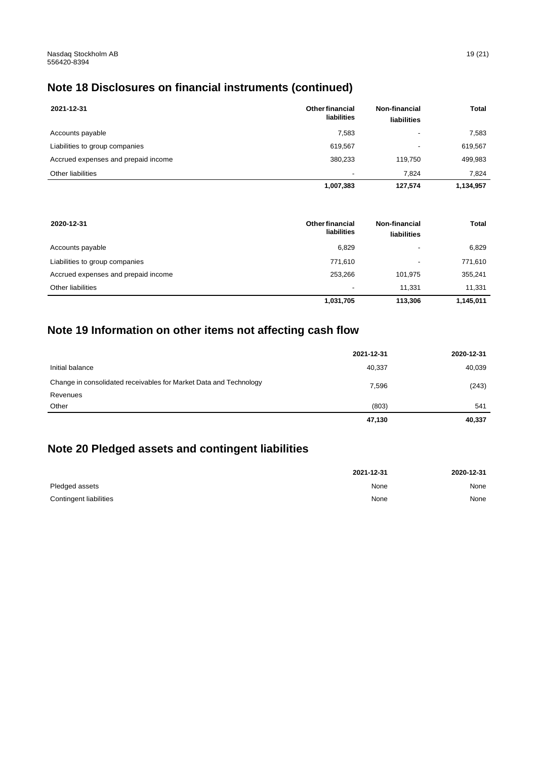## Note 18 Disclosures on financial instruments (continued)

| 2021-12-31 | Other financial liabilities | Non-financial liabilities | Total |
|---|---|---|---|
| Accounts payable | 7,583 | - | 7,583 |
| Liabilities to group companies | 619,567 | - | 619,567 |
| Accrued expenses and prepaid income | 380,233 | 119,750 | 499,983 |
| Other liabilities | - | 7,824 | 7,824 |
| | **1,007,383** | **127,574** | **1,134,957** |

| 2020-12-31 | Other financial liabilities | Non-financial liabilities | Total |
|---|---|---|---|
| Accounts payable | 6,829 | - | 6,829 |
| Liabilities to group companies | 771,610 | - | 771,610 |
| Accrued expenses and prepaid income | 253,266 | 101,975 | 355,241 |
| Other liabilities | - | 11,331 | 11,331 |
| | **1,031,705** | **113,306** | **1,145,011** |

## Note 19 Information on other items not affecting cash flow

| | 2021-12-31 | 2020-12-31 |
|---|---|---|
| Initial balance | 40,337 | 40,039 |
| Change in consolidated receivables for Market Data and Technology Revenues | 7,596 | (243) |
| Other | (803) | 541 |
| | **47,130** | **40,337** |

## Note 20 Pledged assets and contingent liabilities

| | 2021-12-31 | 2020-12-31 |
|---|---|---|
| Pledged assets | None | None |
| Contingent liabilities | None | None |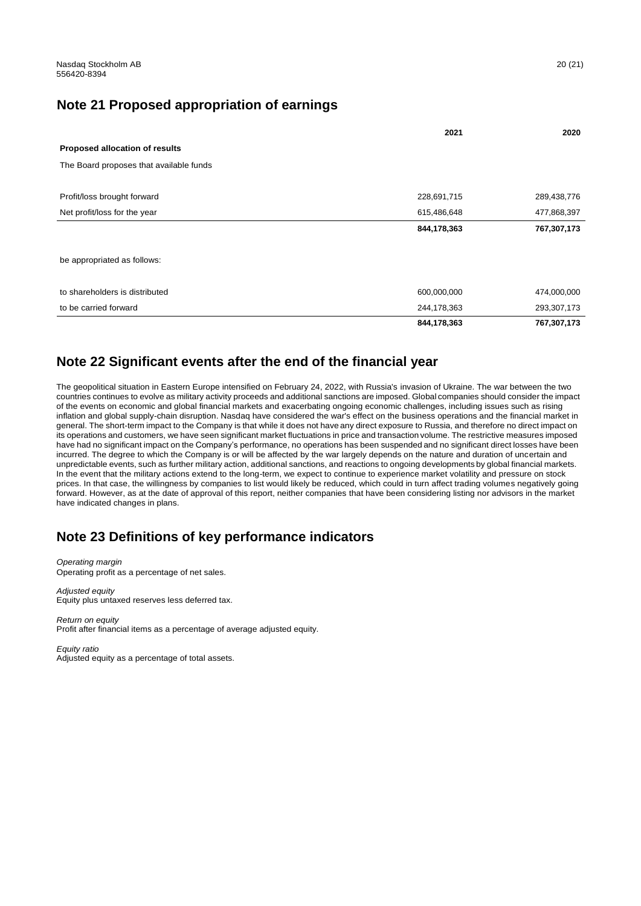## Note 21 Proposed appropriation of earnings

| | 2021 | 2020 |
|---|---|---|
| **Proposed allocation of results** | | |
| The Board proposes that available funds | | |
| Profit/loss brought forward | 228,691,715 | 289,438,776 |
| Net profit/loss for the year | 615,486,648 | 477,868,397 |
| | **844,178,363** | **767,307,173** |
| be appropriated as follows: | | |
| to shareholders is distributed | 600,000,000 | 474,000,000 |
| to be carried forward | 244,178,363 | 293,307,173 |
| | **844,178,363** | **767,307,173** |

## Note 22 Significant events after the end of the financial year

The geopolitical situation in Eastern Europe intensified on February 24, 2022, with Russia's invasion of Ukraine. The war between the two countries continues to evolve as military activity proceeds and additional sanctions are imposed. Global companies should consider the impact of the events on economic and global financial markets and exacerbating ongoing economic challenges, including issues such as rising inflation and global supply-chain disruption. Nasdaq have considered the war's effect on the business operations and the financial market in general. The short-term impact to the Company is that while it does not have any direct exposure to Russia, and therefore no direct impact on its operations and customers, we have seen significant market fluctuations in price and transaction volume. The restrictive measures imposed have had no significant impact on the Company's performance, no operations has been suspended and no significant direct losses have been incurred. The degree to which the Company is or will be affected by the war largely depends on the nature and duration of uncertain and unpredictable events, such as further military action, additional sanctions, and reactions to ongoing developments by global financial markets. In the event that the military actions extend to the long-term, we expect to continue to experience market volatility and pressure on stock prices. In that case, the willingness by companies to list would likely be reduced, which could in turn affect trading volumes negatively going forward. However, as at the date of approval of this report, neither companies that have been considering listing nor advisors in the market have indicated changes in plans.

## Note 23 Definitions of key performance indicators

*Operating margin*
Operating profit as a percentage of net sales.

*Adjusted equity*
Equity plus untaxed reserves less deferred tax.

*Return on equity*
Profit after financial items as a percentage of average adjusted equity.

*Equity ratio*
Adjusted equity as a percentage of total assets.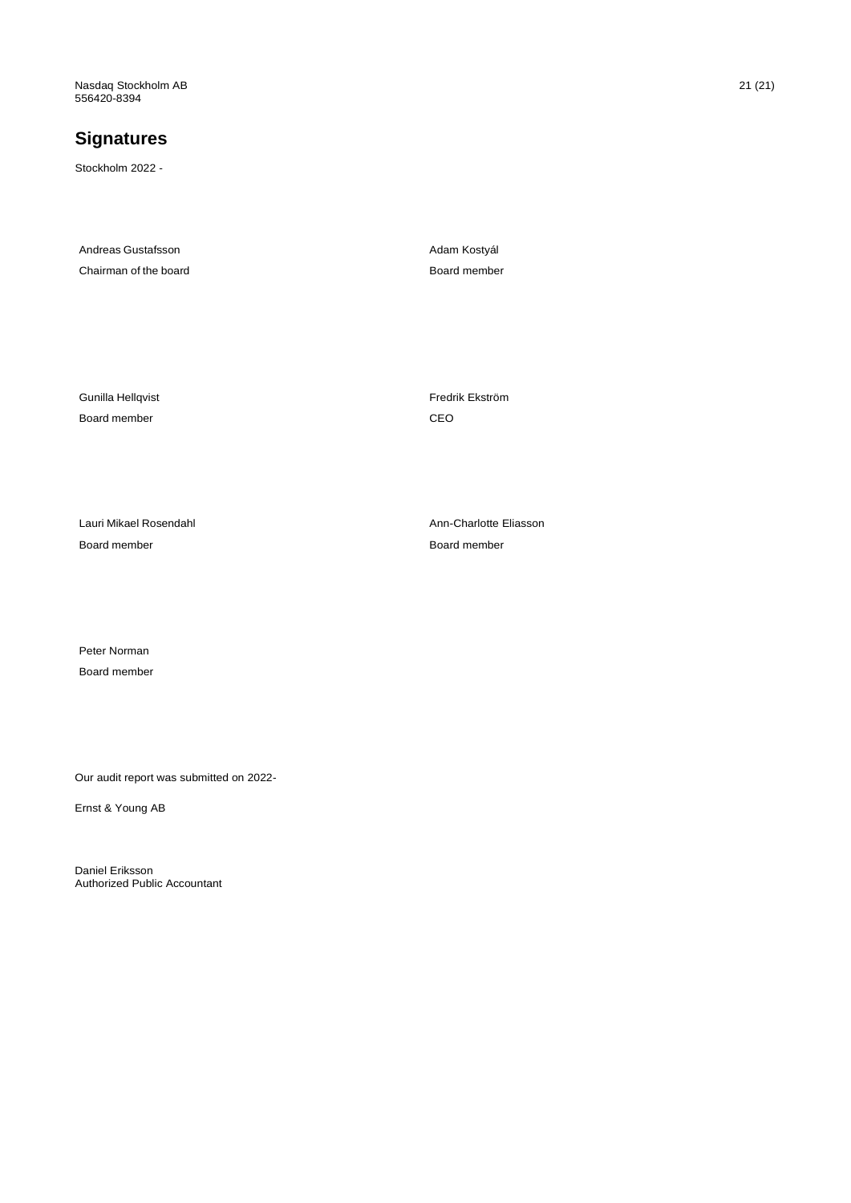## Signatures

Stockholm 2022 -

Andreas Gustafsson
Chairman of the board

Adam Kostyál
Board member

Gunilla Hellqvist
Board member

Fredrik Ekström
CEO

Lauri Mikael Rosendahl
Board member

Ann-Charlotte Eliasson
Board member

Peter Norman
Board member

Our audit report was submitted on 2022-

Ernst & Young AB

Daniel Eriksson
Authorized Public Accountant